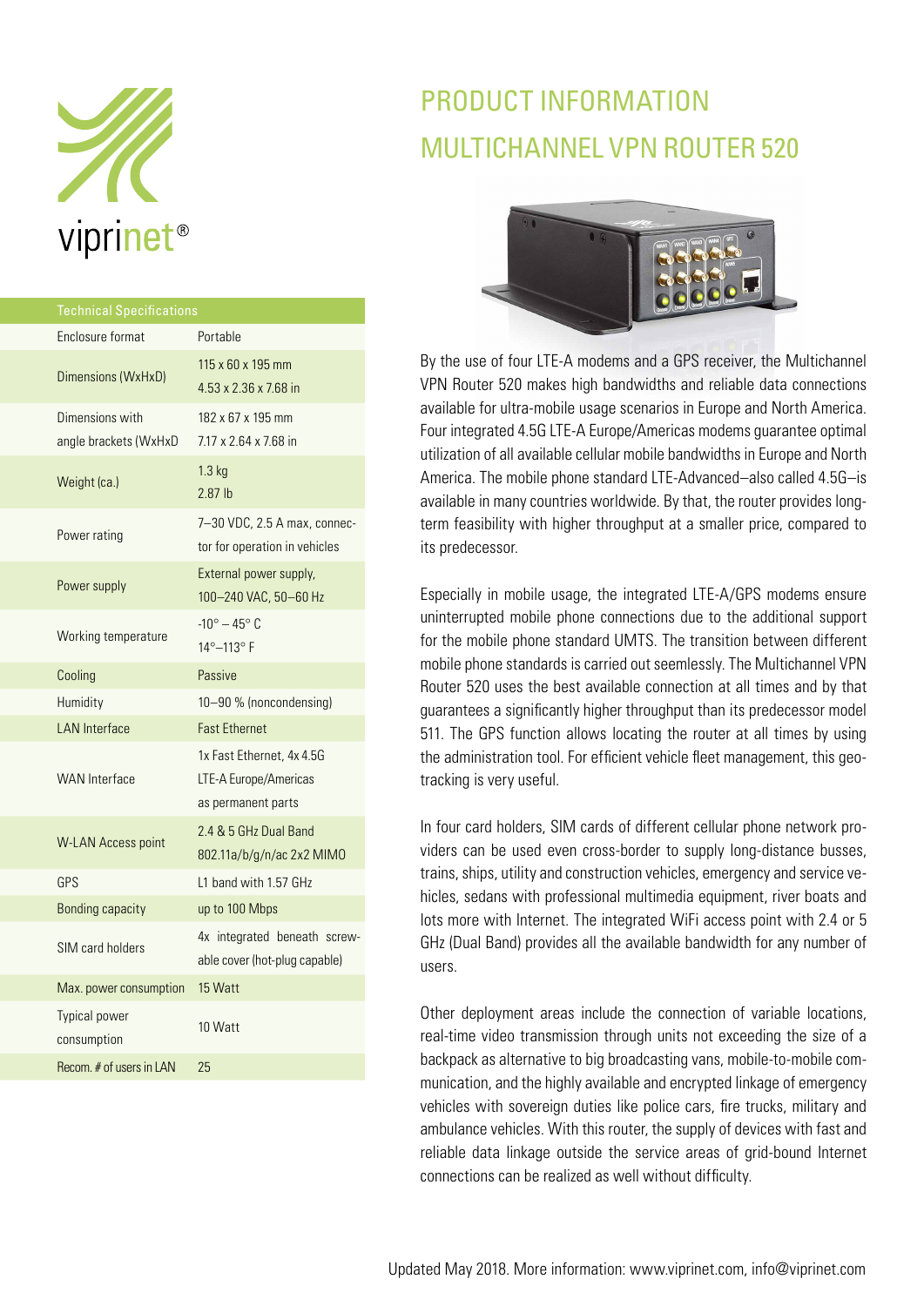viprinet®

# PRODUCT INFORMATION
# MULTICHANNEL VPN ROUTER 520

| Technical Specifications | |
|---|---|
| Enclosure format | Portable |
| Dimensions (WxHxD) | 115 x 60 x 195 mm<br>4.53 x 2.36 x 7.68 in |
| Dimensions with angle brackets (WxHxD | 182 x 67 x 195 mm<br>7.17 x 2.64 x 7.68 in |
| Weight (ca.) | 1.3 kg<br>2.87 lb |
| Power rating | 7–30 VDC, 2.5 A max, connector for operation in vehicles |
| Power supply | External power supply,<br>100–240 VAC, 50–60 Hz |
| Working temperature | -10° – 45° C<br>14°–113° F |
| Cooling | Passive |
| Humidity | 10–90 % (noncondensing) |
| LAN Interface | Fast Ethernet |
| WAN Interface | 1x Fast Ethernet, 4x 4.5G LTE-A Europe/Americas as permanent parts |
| W-LAN Access point | 2.4 & 5 GHz Dual Band<br>802.11a/b/g/n/ac 2x2 MIMO |
| GPS | L1 band with 1.57 GHz |
| Bonding capacity | up to 100 Mbps |
| SIM card holders | 4x integrated beneath screwable cover (hot-plug capable) |
| Max. power consumption | 15 Watt |
| Typical power consumption | 10 Watt |
| Recom. # of users in LAN | 25 |

By the use of four LTE-A modems and a GPS receiver, the Multichannel VPN Router 520 makes high bandwidths and reliable data connections available for ultra-mobile usage scenarios in Europe and North America. Four integrated 4.5G LTE-A Europe/Americas modems guarantee optimal utilization of all available cellular mobile bandwidths in Europe and North America. The mobile phone standard LTE-Advanced–also called 4.5G–is available in many countries worldwide. By that, the router provides long-term feasibility with higher throughput at a smaller price, compared to its predecessor.

Especially in mobile usage, the integrated LTE-A/GPS modems ensure uninterrupted mobile phone connections due to the additional support for the mobile phone standard UMTS. The transition between different mobile phone standards is carried out seemlessly. The Multichannel VPN Router 520 uses the best available connection at all times and by that guarantees a significantly higher throughput than its predecessor model 511. The GPS function allows locating the router at all times by using the administration tool. For efficient vehicle fleet management, this geo-tracking is very useful.

In four card holders, SIM cards of different cellular phone network providers can be used even cross-border to supply long-distance busses, trains, ships, utility and construction vehicles, emergency and service vehicles, sedans with professional multimedia equipment, river boats and lots more with Internet. The integrated WiFi access point with 2.4 or 5 GHz (Dual Band) provides all the available bandwidth for any number of users.

Other deployment areas include the connection of variable locations, real-time video transmission through units not exceeding the size of a backpack as alternative to big broadcasting vans, mobile-to-mobile communication, and the highly available and encrypted linkage of emergency vehicles with sovereign duties like police cars, fire trucks, military and ambulance vehicles. With this router, the supply of devices with fast and reliable data linkage outside the service areas of grid-bound Internet connections can be realized as well without difficulty.

Updated May 2018. More information: www.viprinet.com, info@viprinet.com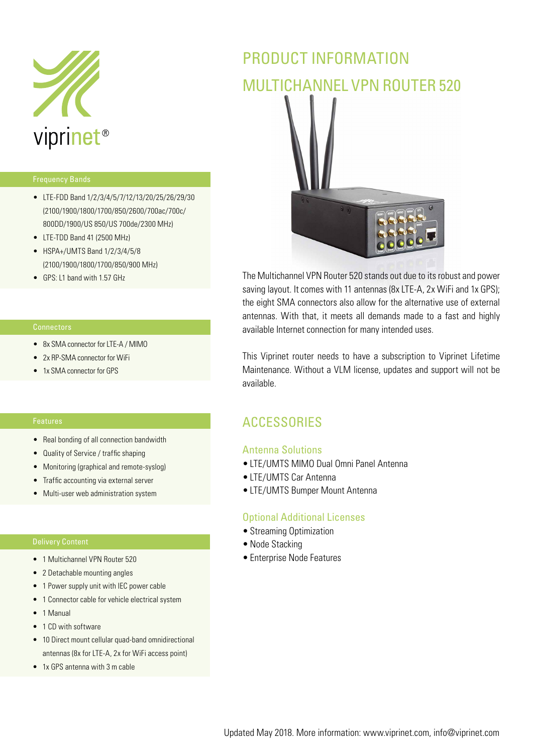viprinet®

# PRODUCT INFORMATION

# MULTICHANNEL VPN ROUTER 520

The Multichannel VPN Router 520 stands out due to its robust and power saving layout. It comes with 11 antennas (8x LTE-A, 2x WiFi and 1x GPS); the eight SMA connectors also allow for the alternative use of external antennas. With that, it meets all demands made to a fast and highly available Internet connection for many intended uses.

This Viprinet router needs to have a subscription to Viprinet Lifetime Maintenance. Without a VLM license, updates and support will not be available.

## Frequency Bands

- LTE-FDD Band 1/2/3/4/5/7/12/13/20/25/26/29/30 (2100/1900/1800/1700/850/2600/700ac/700c/800DD/1900/US 850/US 700de/2300 MHz)
- LTE-TDD Band 41 (2500 MHz)
- HSPA+/UMTS Band 1/2/3/4/5/8 (2100/1900/1800/1700/850/900 MHz)
- GPS: L1 band with 1.57 GHz

## Connectors

- 8x SMA connector for LTE-A / MIMO
- 2x RP-SMA connector for WiFi
- 1x SMA connector for GPS

## Features

- Real bonding of all connection bandwidth
- Quality of Service / traffic shaping
- Monitoring (graphical and remote-syslog)
- Traffic accounting via external server
- Multi-user web administration system

## Delivery Content

- 1 Multichannel VPN Router 520
- 2 Detachable mounting angles
- 1 Power supply unit with IEC power cable
- 1 Connector cable for vehicle electrical system
- 1 Manual
- 1 CD with software
- 10 Direct mount cellular quad-band omnidirectional antennas (8x for LTE-A, 2x for WiFi access point)
- 1x GPS antenna with 3 m cable

## ACCESSORIES

### Antenna Solutions

- LTE/UMTS MIMO Dual Omni Panel Antenna
- LTE/UMTS Car Antenna
- LTE/UMTS Bumper Mount Antenna

### Optional Additional Licenses

- Streaming Optimization
- Node Stacking
- Enterprise Node Features

Updated May 2018. More information: www.viprinet.com, info@viprinet.com